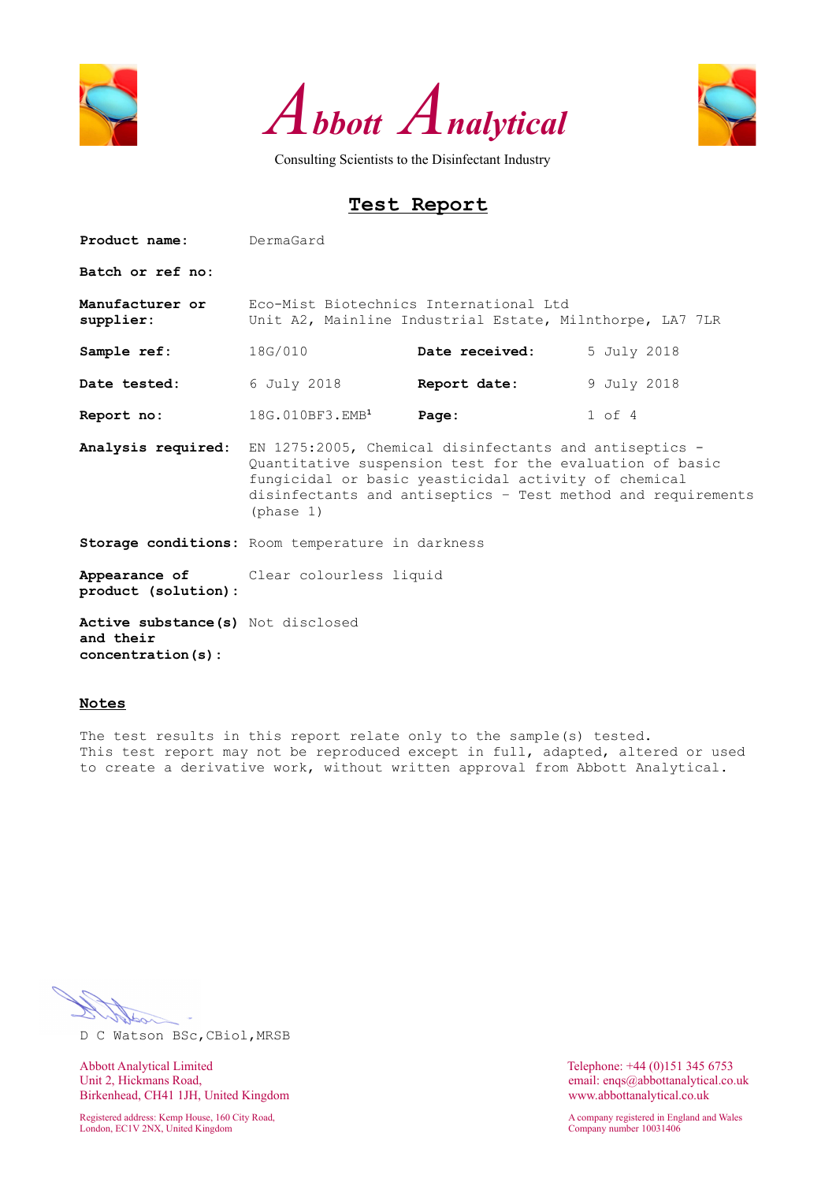# Abbott Analytical

Consulting Scientists to the Disinfectant Industry

## Test Report

| | | | |
|---|---|---|---|
| **Product name:** | DermaGard | | |
| **Batch or ref no:** | | | |
| **Manufacturer or supplier:** | Eco-Mist Biotechnics International Ltd<br>Unit A2, Mainline Industrial Estate, Milnthorpe, LA7 7LR | | |
| **Sample ref:** | 18G/010 | **Date received:** | 5 July 2018 |
| **Date tested:** | 6 July 2018 | **Report date:** | 9 July 2018 |
| **Report no:** | 18G.010BF3.EMB[1] | **Page:** | 1 of 4 |
| **Analysis required:** | EN 1275:2005, Chemical disinfectants and antiseptics - Quantitative suspension test for the evaluation of basic fungicidal or basic yeasticidal activity of chemical disinfectants and antiseptics - Test method and requirements (phase 1) | | |
| **Storage conditions:** | Room temperature in darkness | | |
| **Appearance of product (solution):** | Clear colourless liquid | | |
| **Active substance(s) and their concentration(s):** | Not disclosed | | |

### Notes

The test results in this report relate only to the sample(s) tested.
This test report may not be reproduced except in full, adapted, altered or used to create a derivative work, without written approval from Abbott Analytical.

D C Watson BSc,CBiol,MRSB

Abbott Analytical Limited
Unit 2, Hickmans Road,
Birkenhead, CH41 1JH, United Kingdom

Registered address: Kemp House, 160 City Road,
London, EC1V 2NX, United Kingdom

Telephone: +44 (0)151 345 6753
email: enqs@abbottanalytical.co.uk
www.abbottanalytical.co.uk

A company registered in England and Wales
Company number 10031406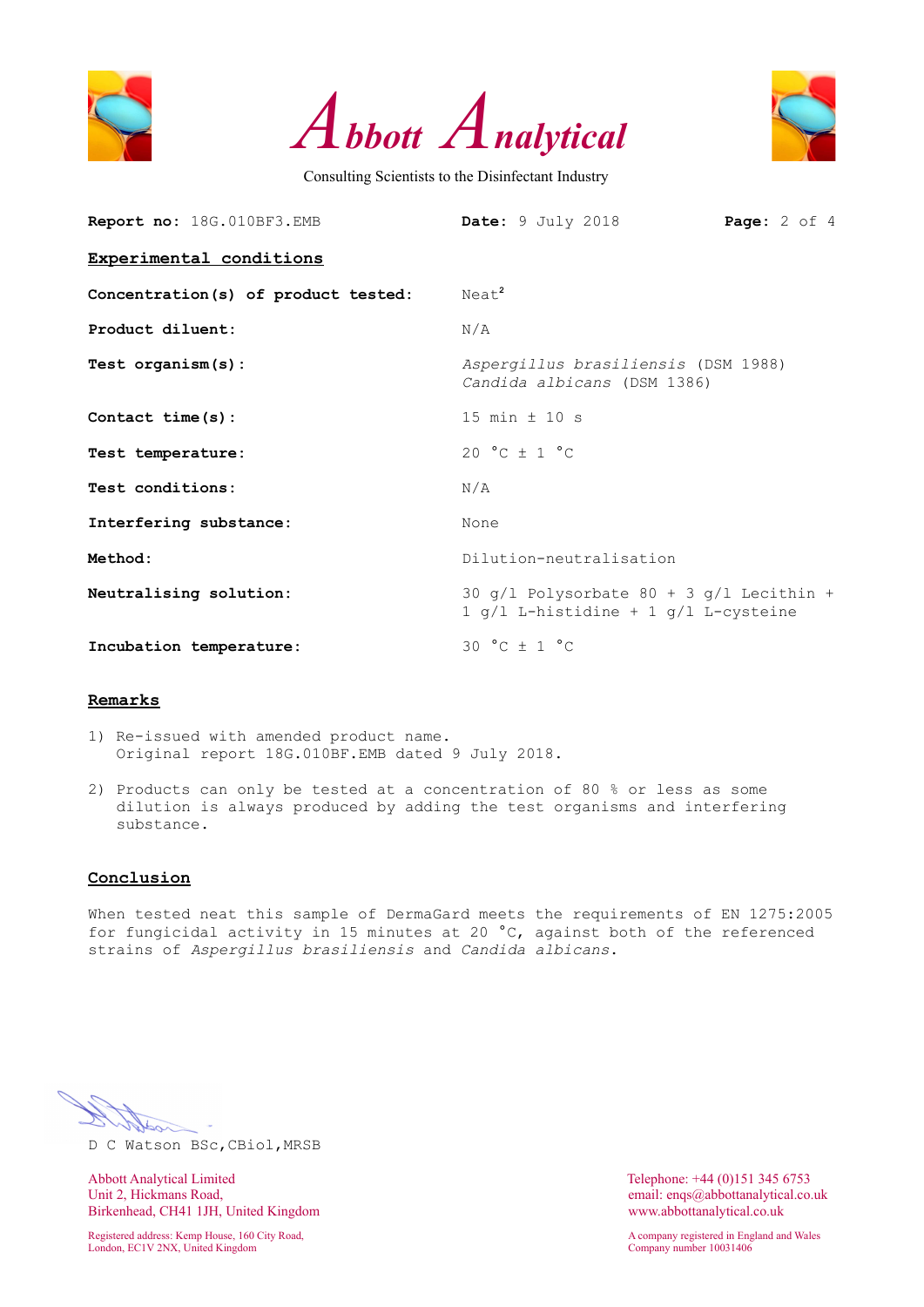**Report no:** 18G.010BF3.EMB **Date:** 9 July 2018

## Experimental conditions

| | |
|---|---|
| **Concentration(s) of product tested:** | Neat[2] |
| **Product diluent:** | N/A |
| **Test organism(s):** | *Aspergillus brasiliensis* (DSM 1988)<br>*Candida albicans* (DSM 1386) |
| **Contact time(s):** | 15 min ± 10 s |
| **Test temperature:** | 20 °C ± 1 °C |
| **Test conditions:** | N/A |
| **Interfering substance:** | None |
| **Method:** | Dilution-neutralisation |
| **Neutralising solution:** | 30 g/l Polysorbate 80 + 3 g/l Lecithin + 1 g/l L-histidine + 1 g/l L-cysteine |
| **Incubation temperature:** | 30 °C ± 1 °C |

## Remarks

1) Re-issued with amended product name.
   Original report 18G.010BF.EMB dated 9 July 2018.

2) Products can only be tested at a concentration of 80 % or less as some dilution is always produced by adding the test organisms and interfering substance.

## Conclusion

When tested neat this sample of DermaGard meets the requirements of EN 1275:2005 for fungicidal activity in 15 minutes at 20 °C, against both of the referenced strains of *Aspergillus brasiliensis* and *Candida albicans*.

D C Watson BSc,CBiol,MRSB

Abbott Analytical Limited
Unit 2, Hickmans Road,
Birkenhead, CH41 1JH, United Kingdom

Registered address: Kemp House, 160 City Road,
London, EC1V 2NX, United Kingdom

Telephone: +44 (0)151 345 6753
email: enqs@abbottanalytical.co.uk
www.abbottanalytical.co.uk

A company registered in England and Wales
Company number 10031406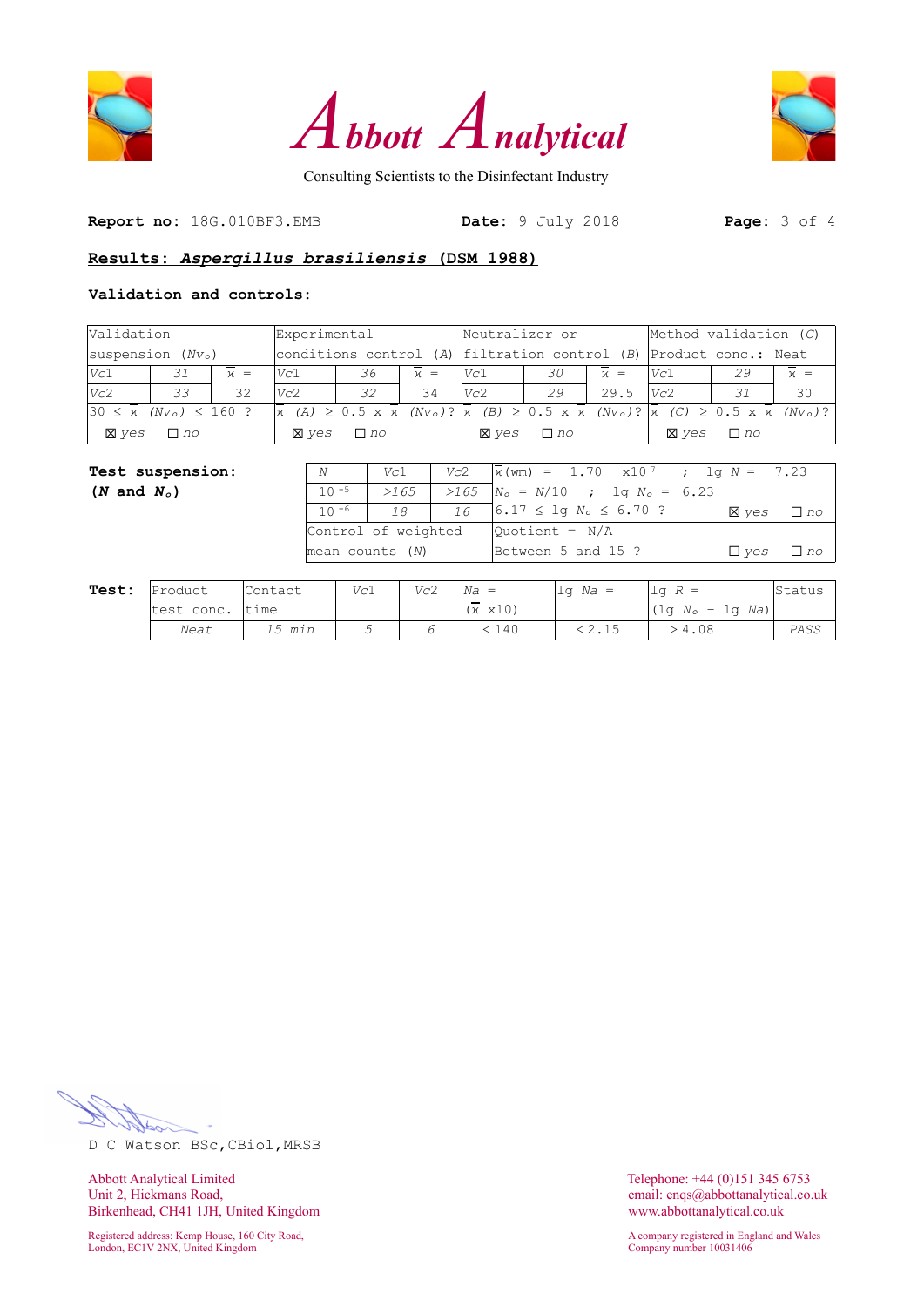# Abbott Analytical

Consulting Scientists to the Disinfectant Industry

**Report no:** 18G.010BF3.EMB **Date:** 9 July 2018

## Results: *Aspergillus brasiliensis* (DSM 1988)

**Validation and controls:**

| Validation suspension ($Nv_o$) | | | Experimental conditions control (*A*) | | | Neutralizer or filtration control (*B*) | | | Method validation (*C*) Product conc.: Neat | | |
|---|---|---|---|---|---|---|---|---|---|---|---|
| *Vc*1 | *31* | $\bar{x}$ = | *Vc*1 | *36* | $\bar{x}$ = | *Vc*1 | *30* | $\bar{x}$ = | *Vc*1 | *29* | $\bar{x}$ = |
| *Vc*2 | *33* | 32 | *Vc*2 | *32* | 34 | *Vc*2 | *29* | 29.5 | *Vc*2 | *31* | 30 |
| $30 \le \bar{x}$ ($Nv_o$) $\le 160$ ? | | | $\bar{x}$ (*A*) $\ge 0.5 \times \bar{x}$ ($Nv_o$)? | | | $\bar{x}$ (*B*) $\ge 0.5 \times \bar{x}$ ($Nv_o$)? | | | $\bar{x}$ (*C*) $\ge 0.5 \times \bar{x}$ ($Nv_o$)? | | |
| ☒ *yes* ☐ *no* | | | ☒ *yes* ☐ *no* | | | ☒ *yes* ☐ *no* | | | ☒ *yes* ☐ *no* | | |

**Test suspension: (*N* and $N_o$)**

| *N* | *Vc*1 | *Vc*2 | |
|---|---|---|---|
| $10^{-5}$ | *>165* | *>165* | $\bar{x}$(wm) = 1.70 $\times 10^{7}$ ; lg *N* = 7.23 |
| $10^{-6}$ | *18* | *16* | $N_o$ = *N*/10 ; lg $N_o$ = 6.23 |
| | | | $6.17 \le$ lg $N_o \le 6.70$ ? ☒ *yes* ☐ *no* |
| Control of weighted mean counts (*N*) | | | Quotient = N/A Between 5 and 15 ? ☐ *yes* ☐ *no* |

**Test:**

| Product test conc. | Contact time | *Vc*1 | *Vc*2 | *Na* = ($\bar{x}$ x10) | lg *Na* = | lg *R* = (lg $N_o$ − lg *Na*) | Status |
|---|---|---|---|---|---|---|---|
| *Neat* | *15 min* | 5 | 6 | < 140 | < 2.15 | > 4.08 | *PASS* |

D C Watson BSc,CBiol,MRSB

Abbott Analytical Limited
Unit 2, Hickmans Road,
Birkenhead, CH41 1JH, United Kingdom

Registered address: Kemp House, 160 City Road,
London, EC1V 2NX, United Kingdom

Telephone: +44 (0)151 345 6753
email: enqs@abbottanalytical.co.uk
www.abbottanalytical.co.uk

A company registered in England and Wales
Company number 10031406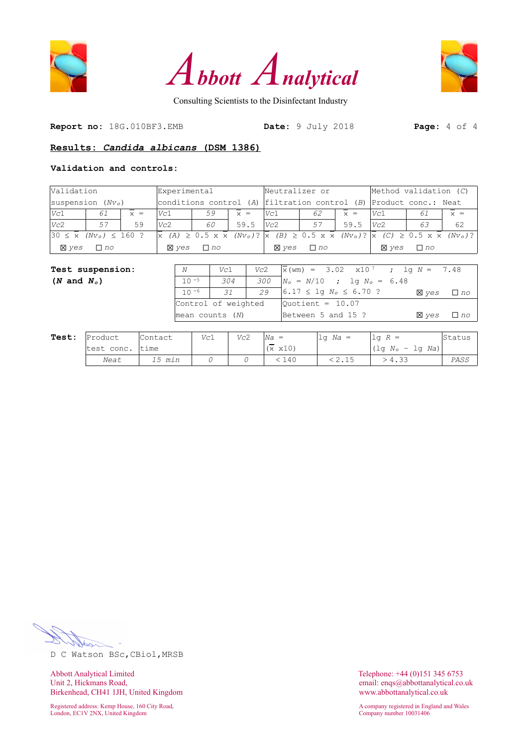# Abbott Analytical

Consulting Scientists to the Disinfectant Industry

**Report no:** 18G.010BF3.EMB **Date:** 9 July 2018

## Results: *Candida albicans* (DSM 1386)

### Validation and controls:

| Validation suspension ($Nv_o$) | | | Experimental conditions control (*A*) | | | Neutralizer or filtration control (*B*) | | | Method validation (*C*) Product conc.: Neat | | |
|---|---|---|---|---|---|---|---|---|---|---|---|
| *Vc*1 | 61 | $\bar{x}$ = | *Vc*1 | 59 | $\bar{x}$ = | *Vc*1 | 62 | $\bar{x}$ = | *Vc*1 | 61 | $\bar{x}$ = |
| *Vc*2 | 57 | 59 | *Vc*2 | 60 | 59.5 | *Vc*2 | 57 | 59.5 | *Vc*2 | 63 | 62 |
| $30 \leq \bar{x}\ (Nv_o) \leq 160$ ? | | | $\bar{x}\ (A) \geq 0.5 \times \bar{x}\ (Nv_o)$? | | | $\bar{x}\ (B) \geq 0.5 \times \bar{x}\ (Nv_o)$? | | | $\bar{x}\ (C) \geq 0.5 \times \bar{x}\ (Nv_o)$? | | |
| ☒ *yes* ☐ *no* | | | ☒ *yes* ☐ *no* | | | ☒ *yes* ☐ *no* | | | ☒ *yes* ☐ *no* | | |

**Test suspension: (*N* and $N_o$)**

| *N* | *Vc*1 | *Vc*2 | |
|---|---|---|---|
| $10^{-5}$ | 304 | 300 | $\bar{x}$(wm) = 3.02 x$10^7$ ; lg *N* = 7.48 |
| $10^{-6}$ | 31 | 29 | $N_o$ = *N*/10 ; lg $N_o$ = 6.48 |
| | | | $6.17 \leq \lg N_o \leq 6.70$ ? ☒ *yes* ☐ *no* |
| Control of weighted mean counts (*N*) | | | Quotient = 10.07 Between 5 and 15 ? ☒ *yes* ☐ *no* |

**Test:**

| Product test conc. | Contact time | *Vc*1 | *Vc*2 | *Na* = ($\bar{x}$ x10) | lg *Na* = | lg *R* = (lg $N_o$ − lg *Na*) | Status |
|---|---|---|---|---|---|---|---|
| *Neat* | *15 min* | *0* | *0* | < 140 | < 2.15 | > 4.33 | *PASS* |

D C Watson BSc,CBiol,MRSB

Abbott Analytical Limited
Unit 2, Hickmans Road,
Birkenhead, CH41 1JH, United Kingdom

Telephone: +44 (0)151 345 6753
email: enqs@abbottanalytical.co.uk
www.abbottanalytical.co.uk

Registered address: Kemp House, 160 City Road, London, EC1V 2NX, United Kingdom

A company registered in England and Wales
Company number 10031406